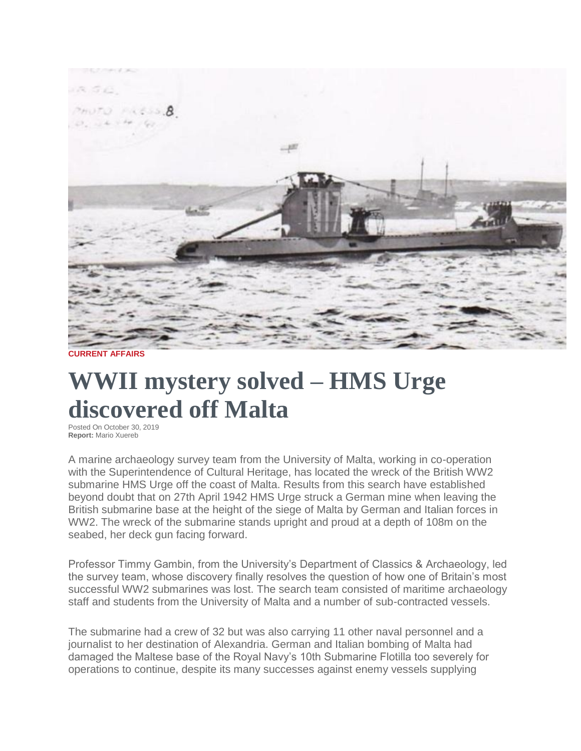CURRENT AFFAIRS

# WWII mystery solved – HMS Urge discovered off Malta

Posted On October 30, 2019
**Report:** Mario Xuereb

A marine archaeology survey team from the University of Malta, working in co-operation with the Superintendence of Cultural Heritage, has located the wreck of the British WW2 submarine HMS Urge off the coast of Malta. Results from this search have established beyond doubt that on 27th April 1942 HMS Urge struck a German mine when leaving the British submarine base at the height of the siege of Malta by German and Italian forces in WW2. The wreck of the submarine stands upright and proud at a depth of 108m on the seabed, her deck gun facing forward.

Professor Timmy Gambin, from the University's Department of Classics & Archaeology, led the survey team, whose discovery finally resolves the question of how one of Britain's most successful WW2 submarines was lost. The search team consisted of maritime archaeology staff and students from the University of Malta and a number of sub-contracted vessels.

The submarine had a crew of 32 but was also carrying 11 other naval personnel and a journalist to her destination of Alexandria. German and Italian bombing of Malta had damaged the Maltese base of the Royal Navy's 10th Submarine Flotilla too severely for operations to continue, despite its many successes against enemy vessels supplying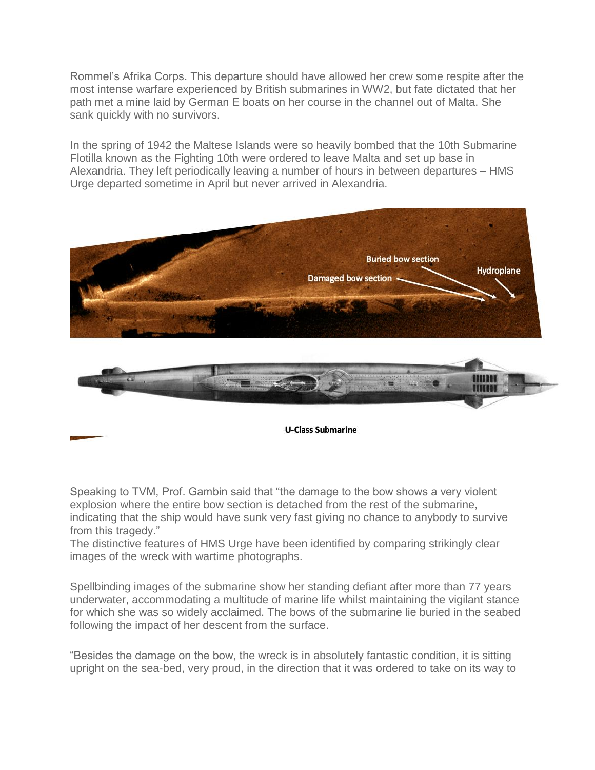Rommel's Afrika Corps. This departure should have allowed her crew some respite after the most intense warfare experienced by British submarines in WW2, but fate dictated that her path met a mine laid by German E boats on her course in the channel out of Malta. She sank quickly with no survivors.

In the spring of 1942 the Maltese Islands were so heavily bombed that the 10th Submarine Flotilla known as the Fighting 10th were ordered to leave Malta and set up base in Alexandria. They left periodically leaving a number of hours in between departures – HMS Urge departed sometime in April but never arrived in Alexandria.

Buried bow section

Hydroplane

Damaged bow section

**U-Class Submarine**

Speaking to TVM, Prof. Gambin said that "the damage to the bow shows a very violent explosion where the entire bow section is detached from the rest of the submarine, indicating that the ship would have sunk very fast giving no chance to anybody to survive from this tragedy."
The distinctive features of HMS Urge have been identified by comparing strikingly clear images of the wreck with wartime photographs.

Spellbinding images of the submarine show her standing defiant after more than 77 years underwater, accommodating a multitude of marine life whilst maintaining the vigilant stance for which she was so widely acclaimed. The bows of the submarine lie buried in the seabed following the impact of her descent from the surface.

"Besides the damage on the bow, the wreck is in absolutely fantastic condition, it is sitting upright on the sea-bed, very proud, in the direction that it was ordered to take on its way to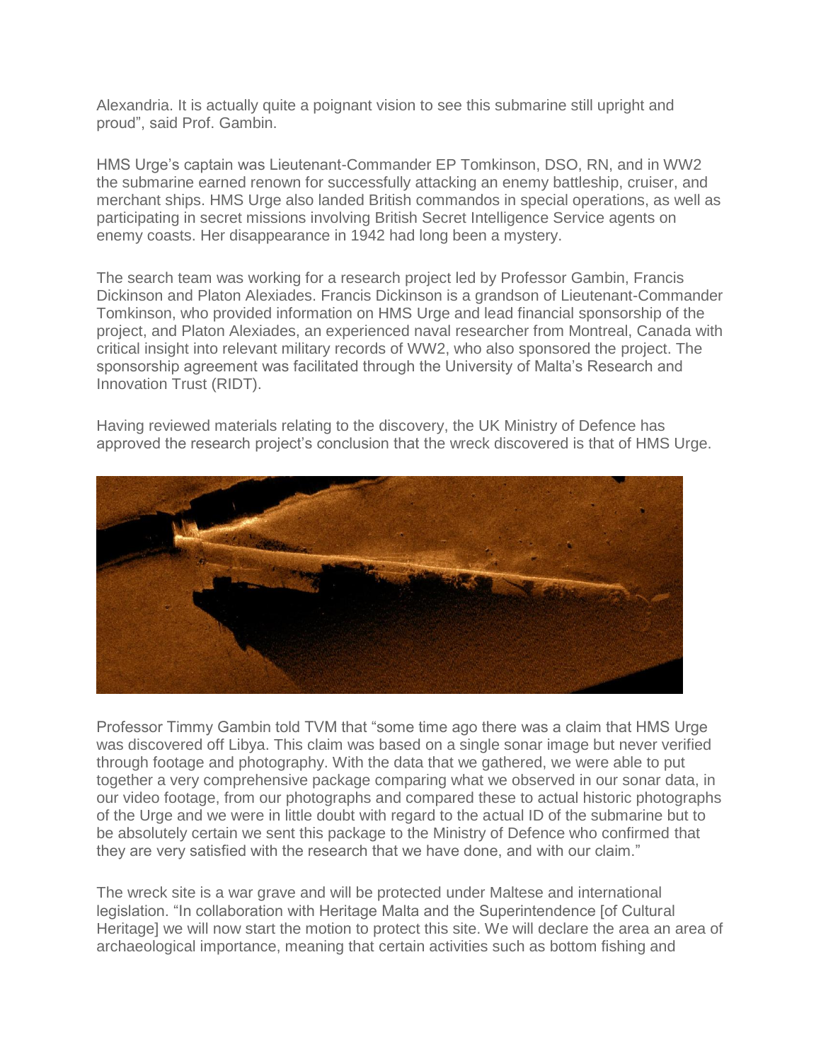Alexandria. It is actually quite a poignant vision to see this submarine still upright and proud", said Prof. Gambin.

HMS Urge's captain was Lieutenant-Commander EP Tomkinson, DSO, RN, and in WW2 the submarine earned renown for successfully attacking an enemy battleship, cruiser, and merchant ships. HMS Urge also landed British commandos in special operations, as well as participating in secret missions involving British Secret Intelligence Service agents on enemy coasts. Her disappearance in 1942 had long been a mystery.

The search team was working for a research project led by Professor Gambin, Francis Dickinson and Platon Alexiades. Francis Dickinson is a grandson of Lieutenant-Commander Tomkinson, who provided information on HMS Urge and lead financial sponsorship of the project, and Platon Alexiades, an experienced naval researcher from Montreal, Canada with critical insight into relevant military records of WW2, who also sponsored the project. The sponsorship agreement was facilitated through the University of Malta's Research and Innovation Trust (RIDT).

Having reviewed materials relating to the discovery, the UK Ministry of Defence has approved the research project's conclusion that the wreck discovered is that of HMS Urge.

Professor Timmy Gambin told TVM that "some time ago there was a claim that HMS Urge was discovered off Libya. This claim was based on a single sonar image but never verified through footage and photography. With the data that we gathered, we were able to put together a very comprehensive package comparing what we observed in our sonar data, in our video footage, from our photographs and compared these to actual historic photographs of the Urge and we were in little doubt with regard to the actual ID of the submarine but to be absolutely certain we sent this package to the Ministry of Defence who confirmed that they are very satisfied with the research that we have done, and with our claim."

The wreck site is a war grave and will be protected under Maltese and international legislation. "In collaboration with Heritage Malta and the Superintendence [of Cultural Heritage] we will now start the motion to protect this site. We will declare the area an area of archaeological importance, meaning that certain activities such as bottom fishing and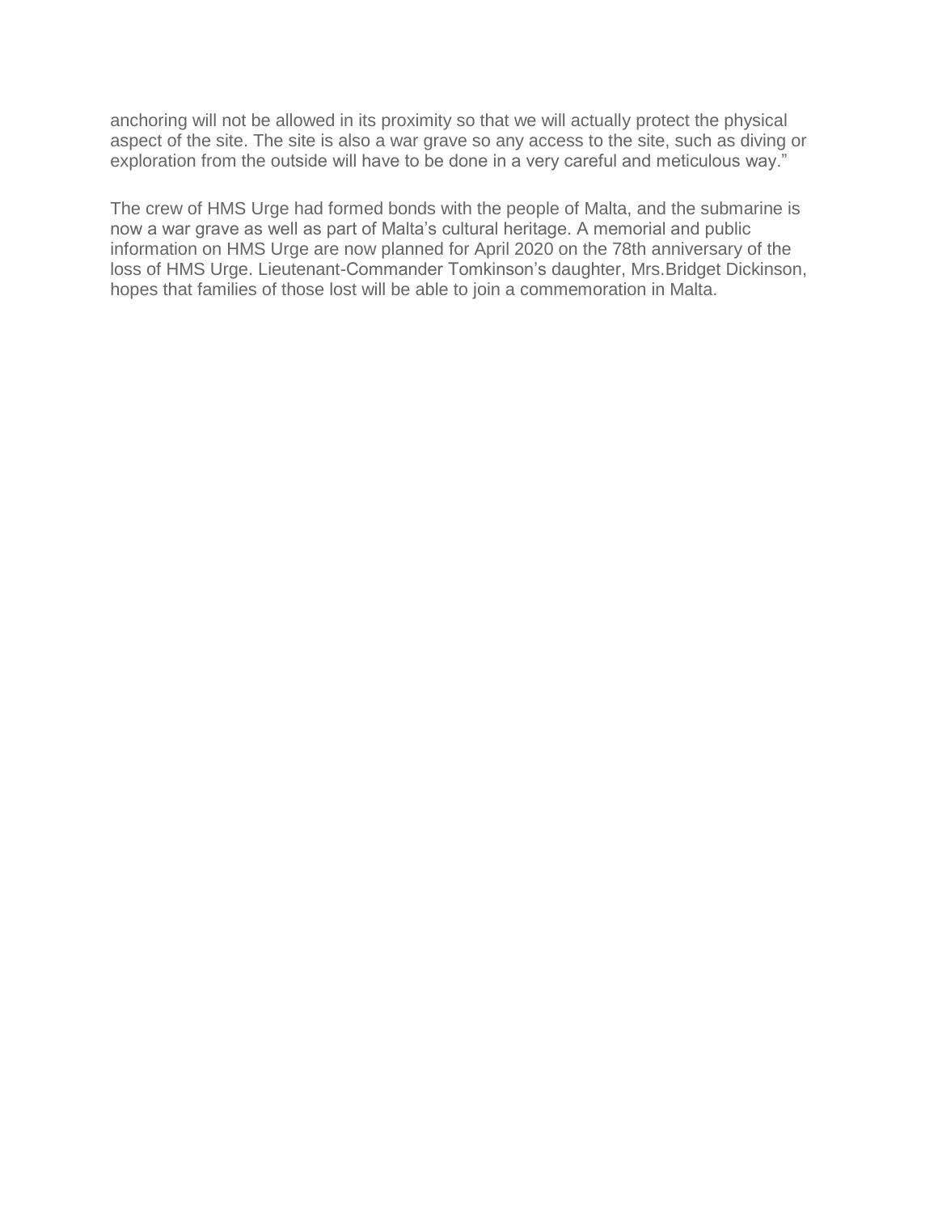anchoring will not be allowed in its proximity so that we will actually protect the physical aspect of the site. The site is also a war grave so any access to the site, such as diving or exploration from the outside will have to be done in a very careful and meticulous way."

The crew of HMS Urge had formed bonds with the people of Malta, and the submarine is now a war grave as well as part of Malta's cultural heritage. A memorial and public information on HMS Urge are now planned for April 2020 on the 78th anniversary of the loss of HMS Urge. Lieutenant-Commander Tomkinson's daughter, Mrs.Bridget Dickinson, hopes that families of those lost will be able to join a commemoration in Malta.